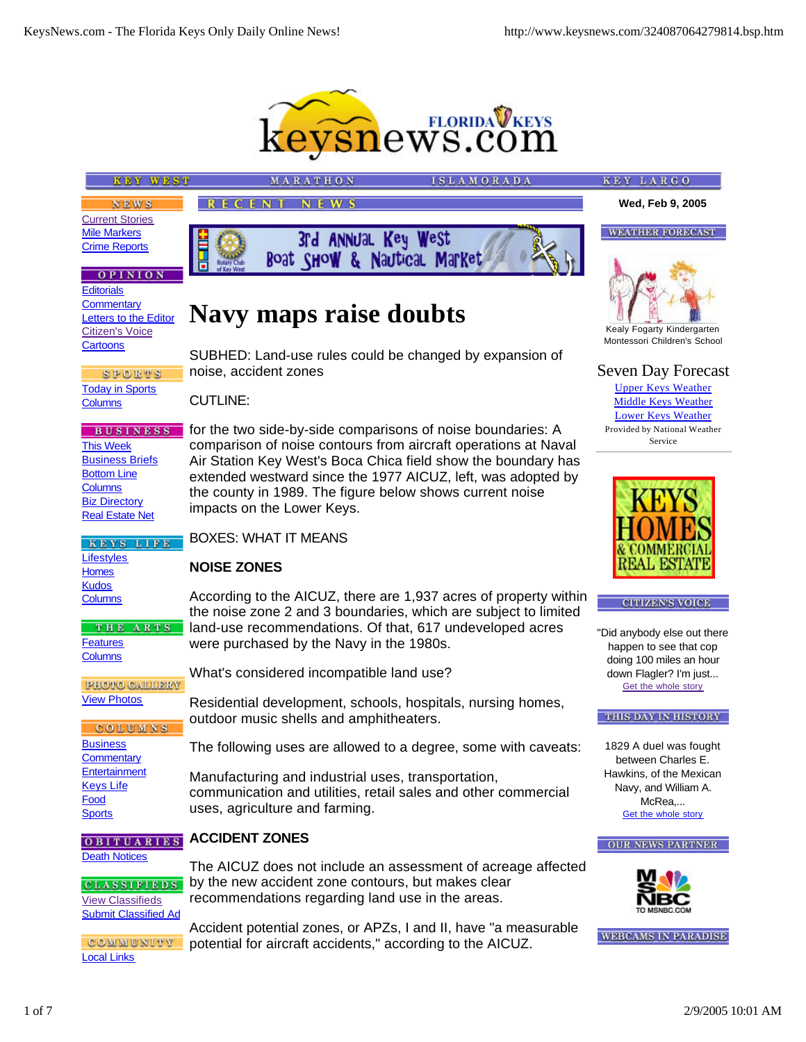# Navy maps raise doubts

SUBHED: Land-use rules could be changed by expansion of noise, accident zones

CUTLINE:

for the two side-by-side comparisons of noise boundaries: A comparison of noise contours from aircraft operations at Naval Air Station Key West's Boca Chica field show the boundary has extended westward since the 1977 AICUZ, left, was adopted by the county in 1989. The figure below shows current noise impacts on the Lower Keys.

BOXES: WHAT IT MEANS

**NOISE ZONES**

According to the AICUZ, there are 1,937 acres of property within the noise zone 2 and 3 boundaries, which are subject to limited land-use recommendations. Of that, 617 undeveloped acres were purchased by the Navy in the 1980s.

What's considered incompatible land use?

Residential development, schools, hospitals, nursing homes, outdoor music shells and amphitheaters.

The following uses are allowed to a degree, some with caveats:

Manufacturing and industrial uses, transportation, communication and utilities, retail sales and other commercial uses, agriculture and farming.

**ACCIDENT ZONES**

The AICUZ does not include an assessment of acreage affected by the new accident zone contours, but makes clear recommendations regarding land use in the areas.

Accident potential zones, or APZs, I and II, have "a measurable potential for aircraft accidents," according to the AICUZ.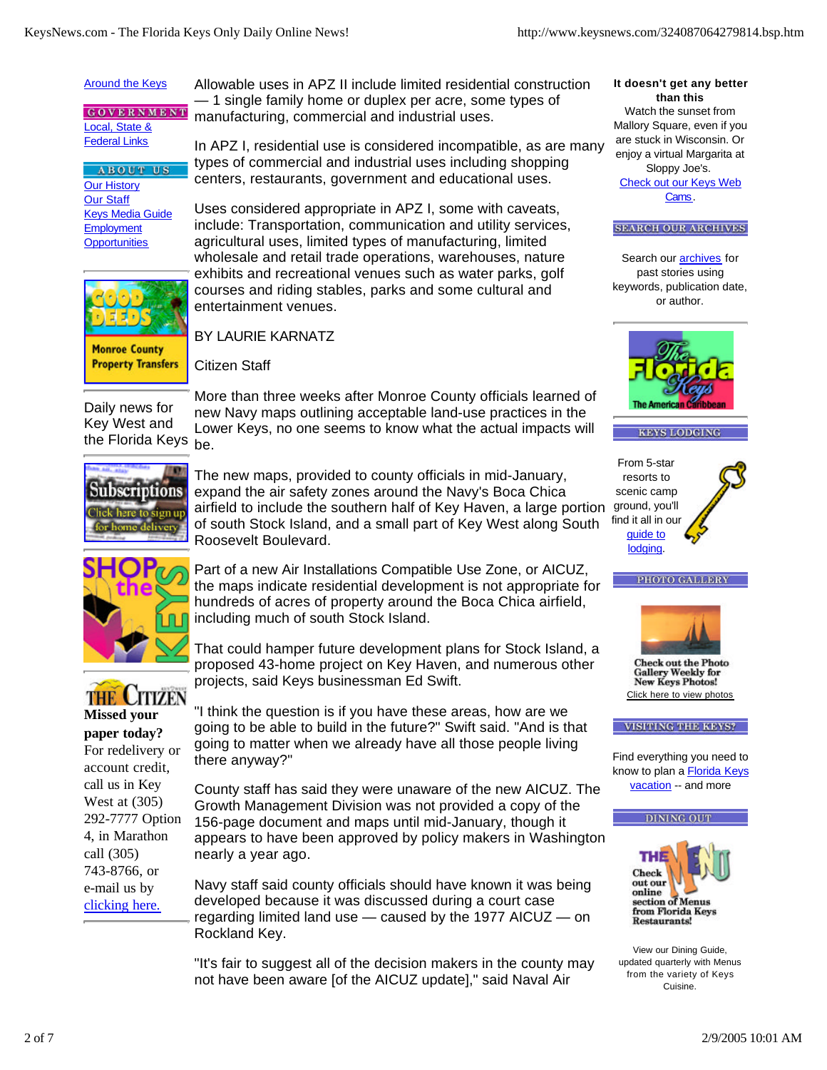Allowable uses in APZ II include limited residential construction — 1 single family home or duplex per acre, some types of manufacturing, commercial and industrial uses.

In APZ I, residential use is considered incompatible, as are many types of commercial and industrial uses including shopping centers, restaurants, government and educational uses.

Uses considered appropriate in APZ I, some with caveats, include: Transportation, communication and utility services, agricultural uses, limited types of manufacturing, limited wholesale and retail trade operations, warehouses, nature exhibits and recreational venues such as water parks, golf courses and riding stables, parks and some cultural and entertainment venues.

BY LAURIE KARNATZ

Citizen Staff

More than three weeks after Monroe County officials learned of new Navy maps outlining acceptable land-use practices in the Lower Keys, no one seems to know what the actual impacts will be.

The new maps, provided to county officials in mid-January, expand the air safety zones around the Navy's Boca Chica airfield to include the southern half of Key Haven, a large portion of south Stock Island, and a small part of Key West along South Roosevelt Boulevard.

Part of a new Air Installations Compatible Use Zone, or AICUZ, the maps indicate residential development is not appropriate for hundreds of acres of property around the Boca Chica airfield, including much of south Stock Island.

That could hamper future development plans for Stock Island, a proposed 43-home project on Key Haven, and numerous other projects, said Keys businessman Ed Swift.

"I think the question is if you have these areas, how are we going to be able to build in the future?" Swift said. "And is that going to matter when we already have all those people living there anyway?"

County staff has said they were unaware of the new AICUZ. The Growth Management Division was not provided a copy of the 156-page document and maps until mid-January, though it appears to have been approved by policy makers in Washington nearly a year ago.

Navy staff said county officials should have known it was being developed because it was discussed during a court case regarding limited land use — caused by the 1977 AICUZ — on Rockland Key.

"It's fair to suggest all of the decision makers in the county may not have been aware [of the AICUZ update]," said Naval Air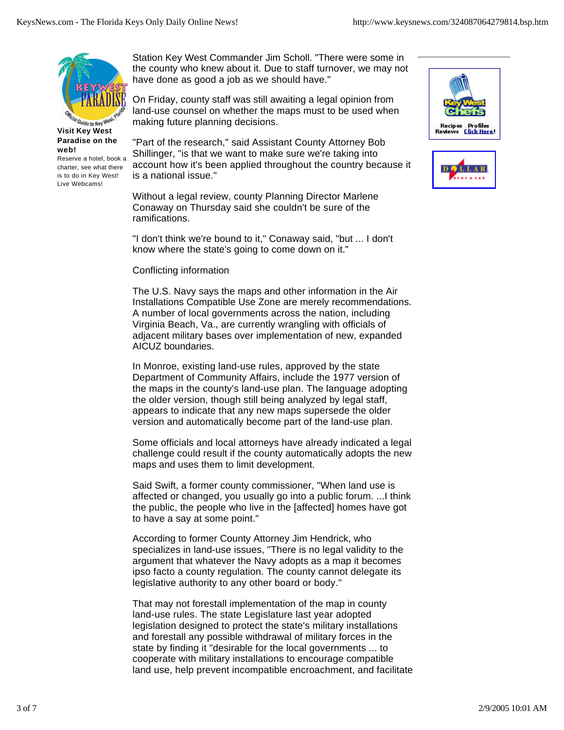Visit Key West Paradise on the web!

Reserve a hotel, book a charter, see what there is to do in Key West! Live Webcams!

Station Key West Commander Jim Scholl. "There were some in the county who knew about it. Due to staff turnover, we may not have done as good a job as we should have."

On Friday, county staff was still awaiting a legal opinion from land-use counsel on whether the maps must to be used when making future planning decisions.

"Part of the research," said Assistant County Attorney Bob Shillinger, "is that we want to make sure we're taking into account how it's been applied throughout the country because it is a national issue."

Without a legal review, county Planning Director Marlene Conaway on Thursday said she couldn't be sure of the ramifications.

"I don't think we're bound to it," Conaway said, "but ... I don't know where the state's going to come down on it."

Conflicting information

The U.S. Navy says the maps and other information in the Air Installations Compatible Use Zone are merely recommendations. A number of local governments across the nation, including Virginia Beach, Va., are currently wrangling with officials of adjacent military bases over implementation of new, expanded AICUZ boundaries.

In Monroe, existing land-use rules, approved by the state Department of Community Affairs, include the 1977 version of the maps in the county's land-use plan. The language adopting the older version, though still being analyzed by legal staff, appears to indicate that any new maps supersede the older version and automatically become part of the land-use plan.

Some officials and local attorneys have already indicated a legal challenge could result if the county automatically adopts the new maps and uses them to limit development.

Said Swift, a former county commissioner, "When land use is affected or changed, you usually go into a public forum. ...I think the public, the people who live in the [affected] homes have got to have a say at some point."

According to former County Attorney Jim Hendrick, who specializes in land-use issues, "There is no legal validity to the argument that whatever the Navy adopts as a map it becomes ipso facto a county regulation. The county cannot delegate its legislative authority to any other board or body."

That may not forestall implementation of the map in county land-use rules. The state Legislature last year adopted legislation designed to protect the state's military installations and forestall any possible withdrawal of military forces in the state by finding it "desirable for the local governments ... to cooperate with military installations to encourage compatible land use, help prevent incompatible encroachment, and facilitate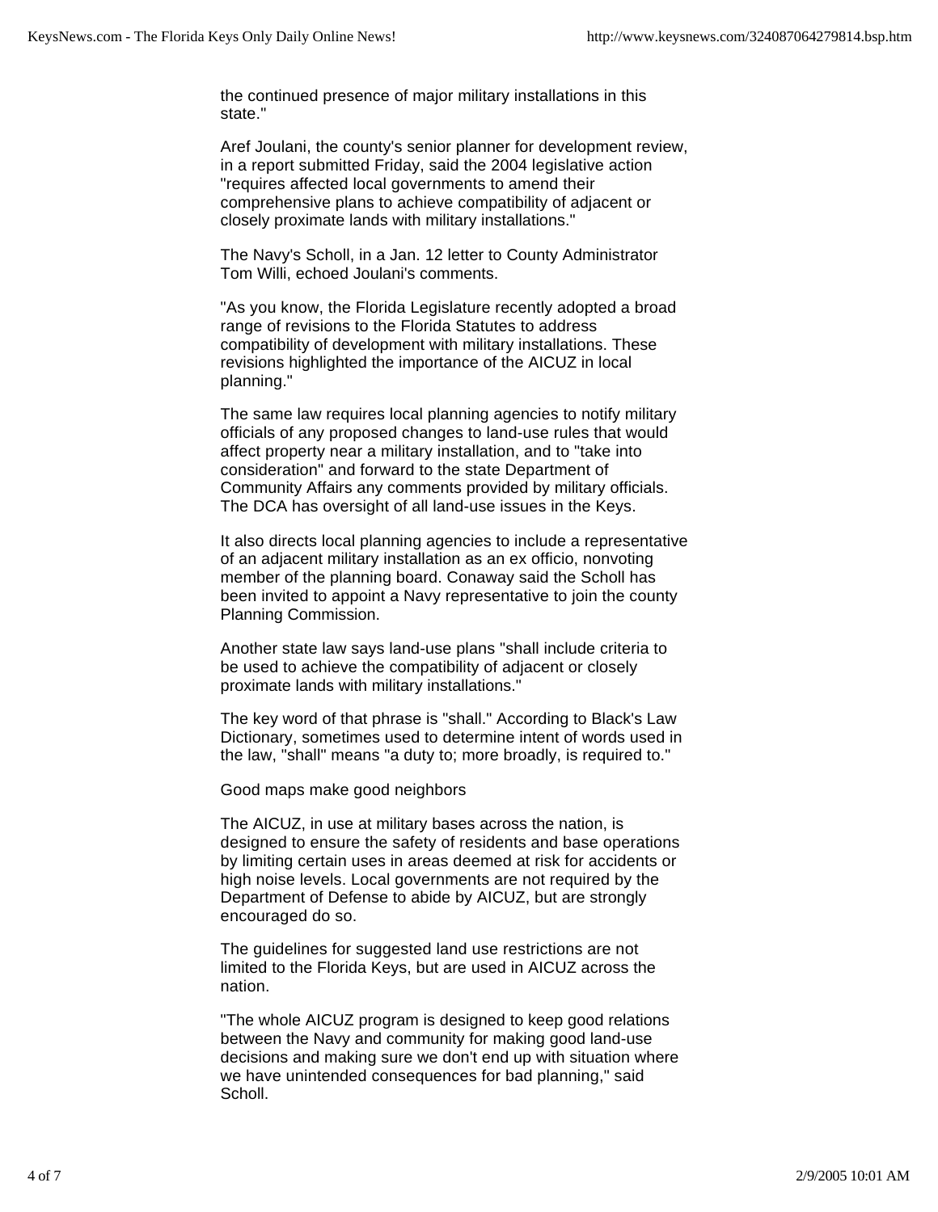the continued presence of major military installations in this state."

Aref Joulani, the county's senior planner for development review, in a report submitted Friday, said the 2004 legislative action "requires affected local governments to amend their comprehensive plans to achieve compatibility of adjacent or closely proximate lands with military installations."

The Navy's Scholl, in a Jan. 12 letter to County Administrator Tom Willi, echoed Joulani's comments.

"As you know, the Florida Legislature recently adopted a broad range of revisions to the Florida Statutes to address compatibility of development with military installations. These revisions highlighted the importance of the AICUZ in local planning."

The same law requires local planning agencies to notify military officials of any proposed changes to land-use rules that would affect property near a military installation, and to "take into consideration" and forward to the state Department of Community Affairs any comments provided by military officials. The DCA has oversight of all land-use issues in the Keys.

It also directs local planning agencies to include a representative of an adjacent military installation as an ex officio, nonvoting member of the planning board. Conaway said the Scholl has been invited to appoint a Navy representative to join the county Planning Commission.

Another state law says land-use plans "shall include criteria to be used to achieve the compatibility of adjacent or closely proximate lands with military installations."

The key word of that phrase is "shall." According to Black's Law Dictionary, sometimes used to determine intent of words used in the law, "shall" means "a duty to; more broadly, is required to."

## Good maps make good neighbors

The AICUZ, in use at military bases across the nation, is designed to ensure the safety of residents and base operations by limiting certain uses in areas deemed at risk for accidents or high noise levels. Local governments are not required by the Department of Defense to abide by AICUZ, but are strongly encouraged do so.

The guidelines for suggested land use restrictions are not limited to the Florida Keys, but are used in AICUZ across the nation.

"The whole AICUZ program is designed to keep good relations between the Navy and community for making good land-use decisions and making sure we don't end up with situation where we have unintended consequences for bad planning," said Scholl.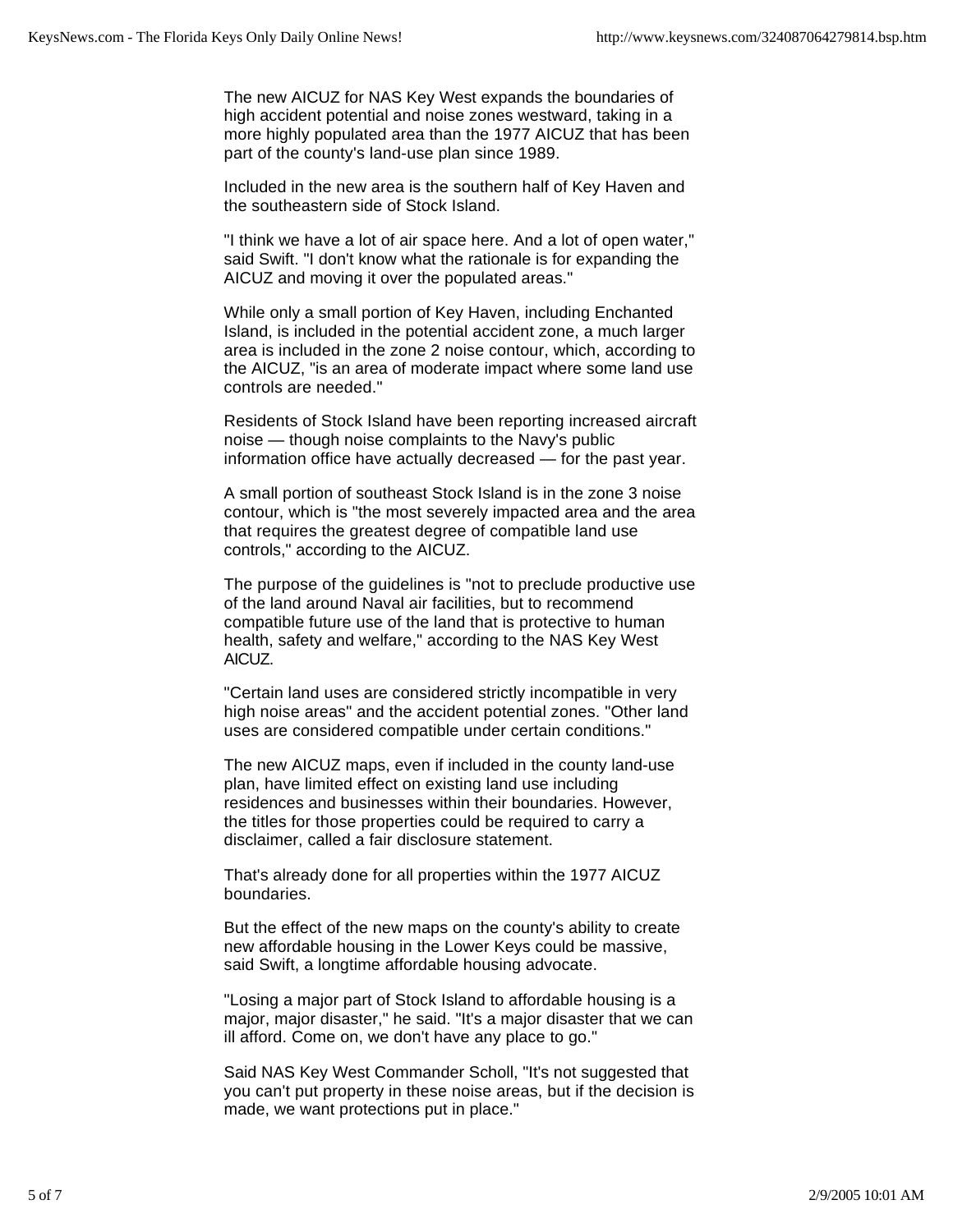The new AICUZ for NAS Key West expands the boundaries of high accident potential and noise zones westward, taking in a more highly populated area than the 1977 AICUZ that has been part of the county's land-use plan since 1989.

Included in the new area is the southern half of Key Haven and the southeastern side of Stock Island.

"I think we have a lot of air space here. And a lot of open water," said Swift. "I don't know what the rationale is for expanding the AICUZ and moving it over the populated areas."

While only a small portion of Key Haven, including Enchanted Island, is included in the potential accident zone, a much larger area is included in the zone 2 noise contour, which, according to the AICUZ, "is an area of moderate impact where some land use controls are needed."

Residents of Stock Island have been reporting increased aircraft noise — though noise complaints to the Navy's public information office have actually decreased — for the past year.

A small portion of southeast Stock Island is in the zone 3 noise contour, which is "the most severely impacted area and the area that requires the greatest degree of compatible land use controls," according to the AICUZ.

The purpose of the guidelines is "not to preclude productive use of the land around Naval air facilities, but to recommend compatible future use of the land that is protective to human health, safety and welfare," according to the NAS Key West AICUZ.

"Certain land uses are considered strictly incompatible in very high noise areas" and the accident potential zones. "Other land uses are considered compatible under certain conditions."

The new AICUZ maps, even if included in the county land-use plan, have limited effect on existing land use including residences and businesses within their boundaries. However, the titles for those properties could be required to carry a disclaimer, called a fair disclosure statement.

That's already done for all properties within the 1977 AICUZ boundaries.

But the effect of the new maps on the county's ability to create new affordable housing in the Lower Keys could be massive, said Swift, a longtime affordable housing advocate.

"Losing a major part of Stock Island to affordable housing is a major, major disaster," he said. "It's a major disaster that we can ill afford. Come on, we don't have any place to go."

Said NAS Key West Commander Scholl, "It's not suggested that you can't put property in these noise areas, but if the decision is made, we want protections put in place."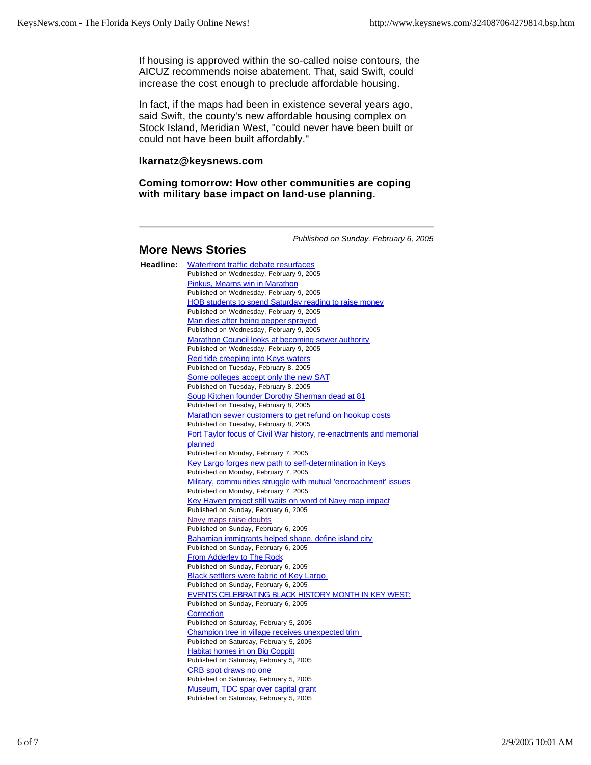If housing is approved within the so-called noise contours, the AICUZ recommends noise abatement. That, said Swift, could increase the cost enough to preclude affordable housing.

In fact, if the maps had been in existence several years ago, said Swift, the county's new affordable housing complex on Stock Island, Meridian West, "could never have been built or could not have been built affordably."

**lkarnatz@keysnews.com**

**Coming tomorrow: How other communities are coping with military base impact on land-use planning.**

---

*Published on Sunday, February 6, 2005*

## More News Stories

**Headline:**

- Waterfront traffic debate resurfaces
  Published on Wednesday, February 9, 2005
- Pinkus, Mearns win in Marathon
  Published on Wednesday, February 9, 2005
- HOB students to spend Saturday reading to raise money
  Published on Wednesday, February 9, 2005
- Man dies after being pepper sprayed
  Published on Wednesday, February 9, 2005
- Marathon Council looks at becoming sewer authority
  Published on Wednesday, February 9, 2005
- Red tide creeping into Keys waters
  Published on Tuesday, February 8, 2005
- Some colleges accept only the new SAT
  Published on Tuesday, February 8, 2005
- Soup Kitchen founder Dorothy Sherman dead at 81
  Published on Tuesday, February 8, 2005
- Marathon sewer customers to get refund on hookup costs
  Published on Tuesday, February 8, 2005
- Fort Taylor focus of Civil War history, re-enactments and memorial planned
  Published on Monday, February 7, 2005
- Key Largo forges new path to self-determination in Keys
  Published on Monday, February 7, 2005
- Military, communities struggle with mutual 'encroachment' issues
  Published on Monday, February 7, 2005
- Key Haven project still waits on word of Navy map impact
  Published on Sunday, February 6, 2005
- Navy maps raise doubts
  Published on Sunday, February 6, 2005
- Bahamian immigrants helped shape, define island city
  Published on Sunday, February 6, 2005
- From Adderley to The Rock
  Published on Sunday, February 6, 2005
- Black settlers were fabric of Key Largo
  Published on Sunday, February 6, 2005
- EVENTS CELEBRATING BLACK HISTORY MONTH IN KEY WEST:
  Published on Sunday, February 6, 2005
- Correction
  Published on Saturday, February 5, 2005
- Champion tree in village receives unexpected trim
  Published on Saturday, February 5, 2005
- Habitat homes in on Big Coppitt
  Published on Saturday, February 5, 2005
- CRB spot draws no one
  Published on Saturday, February 5, 2005
- Museum, TDC spar over capital grant
  Published on Saturday, February 5, 2005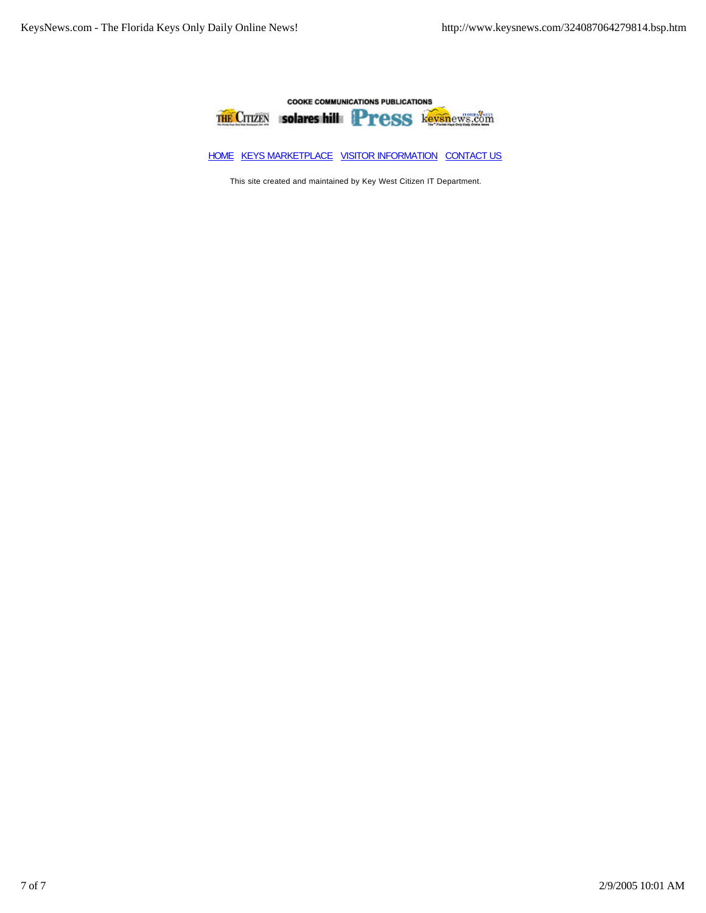COOKE COMMUNICATIONS PUBLICATIONS

THE CITIZEN solares hill Press keysnews.com

HOME KEYS MARKETPLACE VISITOR INFORMATION CONTACT US

This site created and maintained by Key West Citizen IT Department.